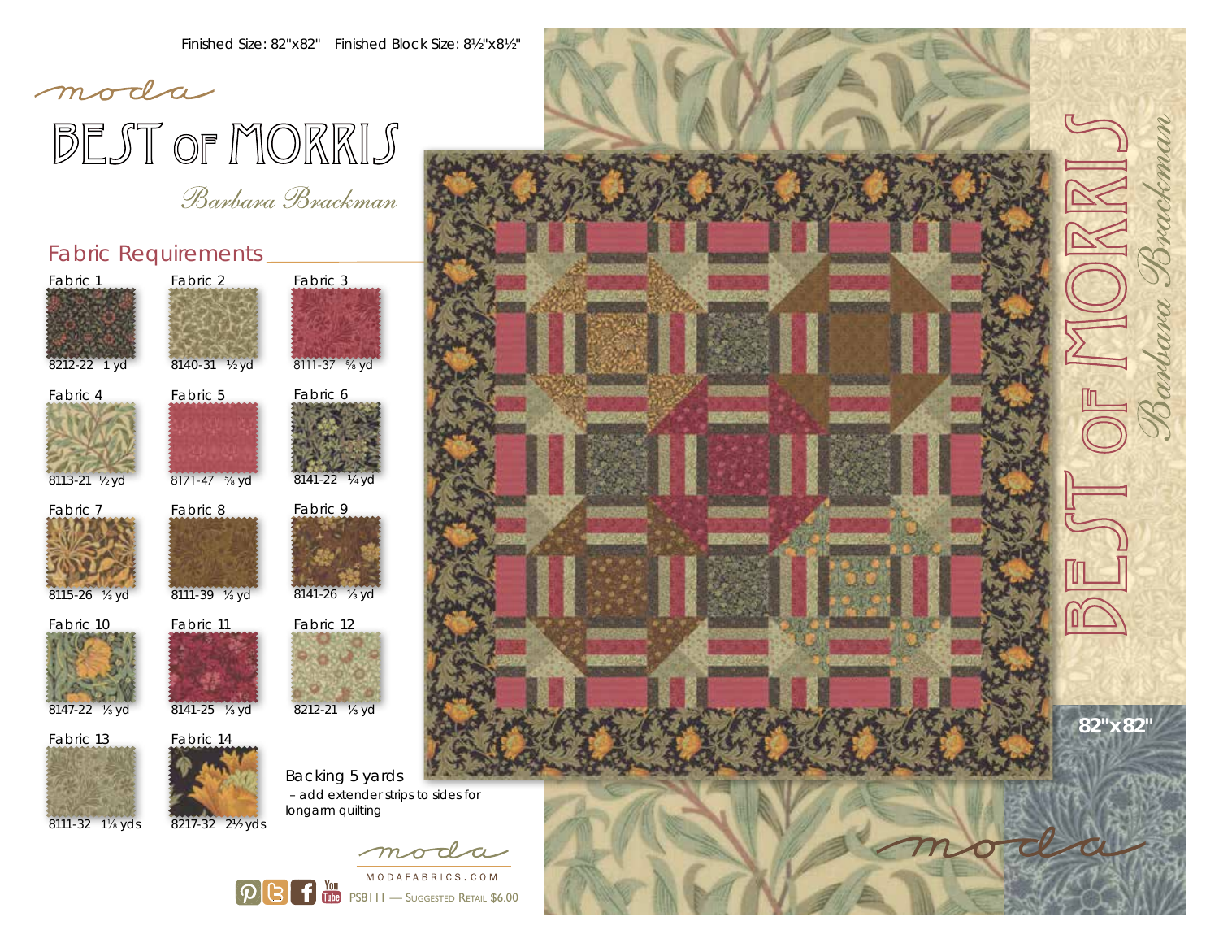Finished Size: 82"x82"   Finished Block Size: 8½"x8½"

moda

# BEST OF MORRIS

*Barbara Brackman*

## Fabric Requirements

| Fabric | Number | Yardage |
|---|---|---|
| Fabric 1 | 8212-22 | 1 yd |
| Fabric 2 | 8140-31 | ½ yd |
| Fabric 3 | 8111-37 | ⅝ yd |
| Fabric 4 | 8113-21 | ½ yd |
| Fabric 5 | 8171-47 | ⅝ yd |
| Fabric 6 | 8141-22 | ¼ yd |
| Fabric 7 | 8115-26 | ⅓ yd |
| Fabric 8 | 8111-39 | ⅓ yd |
| Fabric 9 | 8141-26 | ⅓ yd |
| Fabric 10 | 8147-22 | ⅓ yd |
| Fabric 11 | 8141-25 | ⅓ yd |
| Fabric 12 | 8212-21 | ⅓ yd |
| Fabric 13 | 8111-32 | 1⅛ yds |
| Fabric 14 | 8217-32 | 2½ yds |

Backing 5 yards
– add extender strips to sides for longarm quilting

moda

MODAFABRICS.COM

PS8111 — SUGGESTED RETAIL $6.00

BEST OF MORRIS

*Barbara Brackman*

82"x82"

moda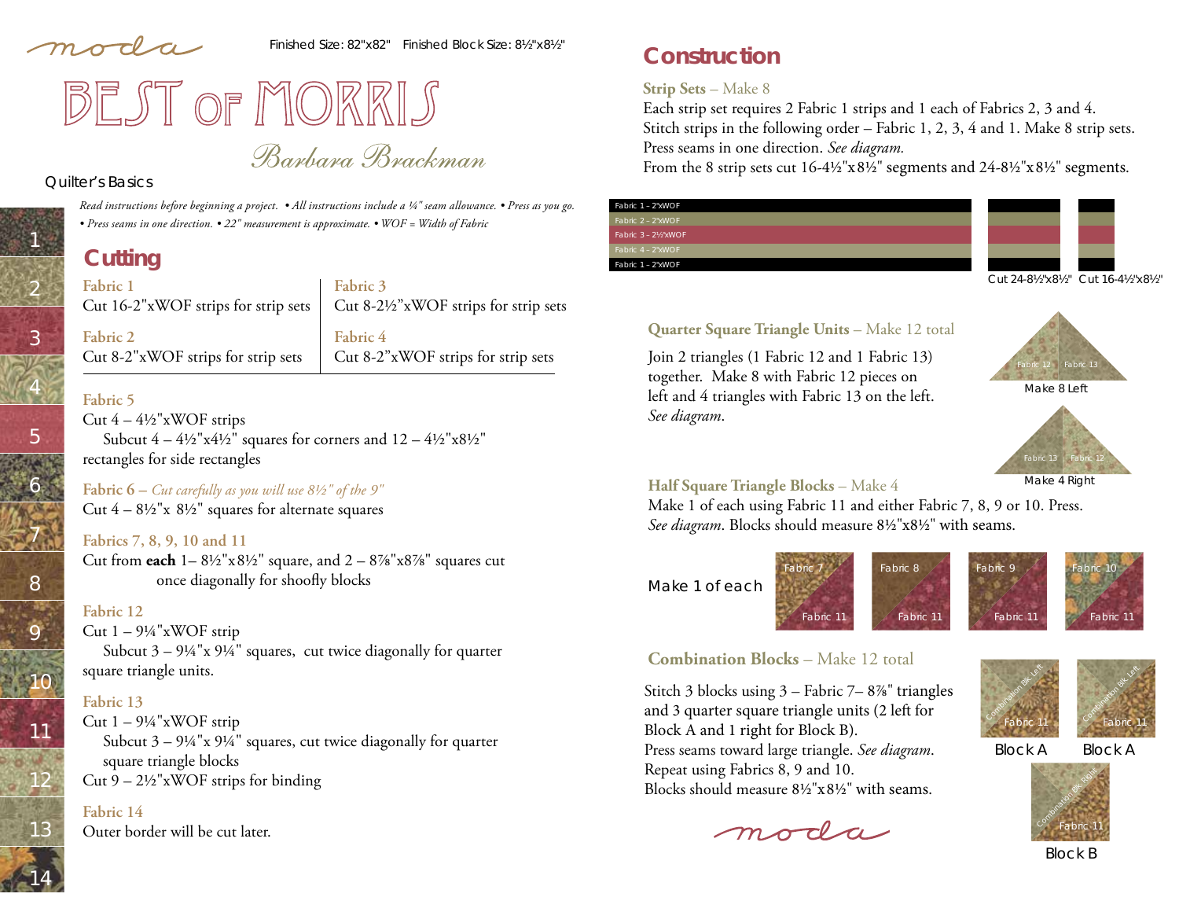Finished Size: 82"x82"   Finished Block Size: 8½"x8½"

# BEST OF MORRIS

*Barbara Brackman*

Quilter's Basics

*Read instructions before beginning a project. • All instructions include a ¼" seam allowance. • Press as you go. • Press seams in one direction. • 22" measurement is approximate. • WOF = Width of Fabric*

## Cutting

**Fabric 1**
Cut 16-2"xWOF strips for strip sets

**Fabric 2**
Cut 8-2"xWOF strips for strip sets

**Fabric 3**
Cut 8-2½"xWOF strips for strip sets

**Fabric 4**
Cut 8-2"xWOF strips for strip sets

**Fabric 5**
Cut 4 – 4½"xWOF strips
Subcut 4 – 4½"x4½" squares for corners and 12 – 4½"x8½" rectangles for side rectangles

**Fabric 6** – *Cut carefully as you will use 8½" of the 9"*
Cut 4 – 8½"x 8½" squares for alternate squares

**Fabrics 7, 8, 9, 10 and 11**
Cut from **each** 1– 8½"x8½" square, and 2 – 8⅞"x8⅞" squares cut once diagonally for shoofly blocks

**Fabric 12**
Cut 1 – 9¼"xWOF strip
Subcut 3 – 9¼"x 9¼" squares, cut twice diagonally for quarter square triangle units.

**Fabric 13**
Cut 1 – 9¼"xWOF strip
Subcut 3 – 9¼"x 9¼" squares, cut twice diagonally for quarter square triangle blocks
Cut 9 – 2½"xWOF strips for binding

**Fabric 14**
Outer border will be cut later.

## Construction

**Strip Sets** – Make 8
Each strip set requires 2 Fabric 1 strips and 1 each of Fabrics 2, 3 and 4.
Stitch strips in the following order – Fabric 1, 2, 3, 4 and 1. Make 8 strip sets.
Press seams in one direction. *See diagram.*
From the 8 strip sets cut 16-4½"x8½" segments and 24-8½"x8½" segments.

Fabric 1 – 2"xWOF
Fabric 2 – 2"xWOF
Fabric 3 – 2½"xWOF
Fabric 4 – 2"xWOF
Fabric 1 – 2"xWOF

Cut 24-8½"x8½"   Cut 16-4½"x8½"

**Quarter Square Triangle Units** – Make 12 total
Join 2 triangles (1 Fabric 12 and 1 Fabric 13) together. Make 8 with Fabric 12 pieces on left and 4 triangles with Fabric 13 on the left. *See diagram.*

Make 8 Left

Make 4 Right

**Half Square Triangle Blocks** – Make 4
Make 1 of each using Fabric 11 and either Fabric 7, 8, 9 or 10. Press. *See diagram*. Blocks should measure 8½"x8½" with seams.

Make 1 of each

**Combination Blocks** – Make 12 total
Stitch 3 blocks using 3 – Fabric 7– 8⅞" triangles and 3 quarter square triangle units (2 left for Block A and 1 right for Block B).
Press seams toward large triangle. *See diagram*.
Repeat using Fabrics 8, 9 and 10.
Blocks should measure 8½"x8½" with seams.

Block A   Block A   Block B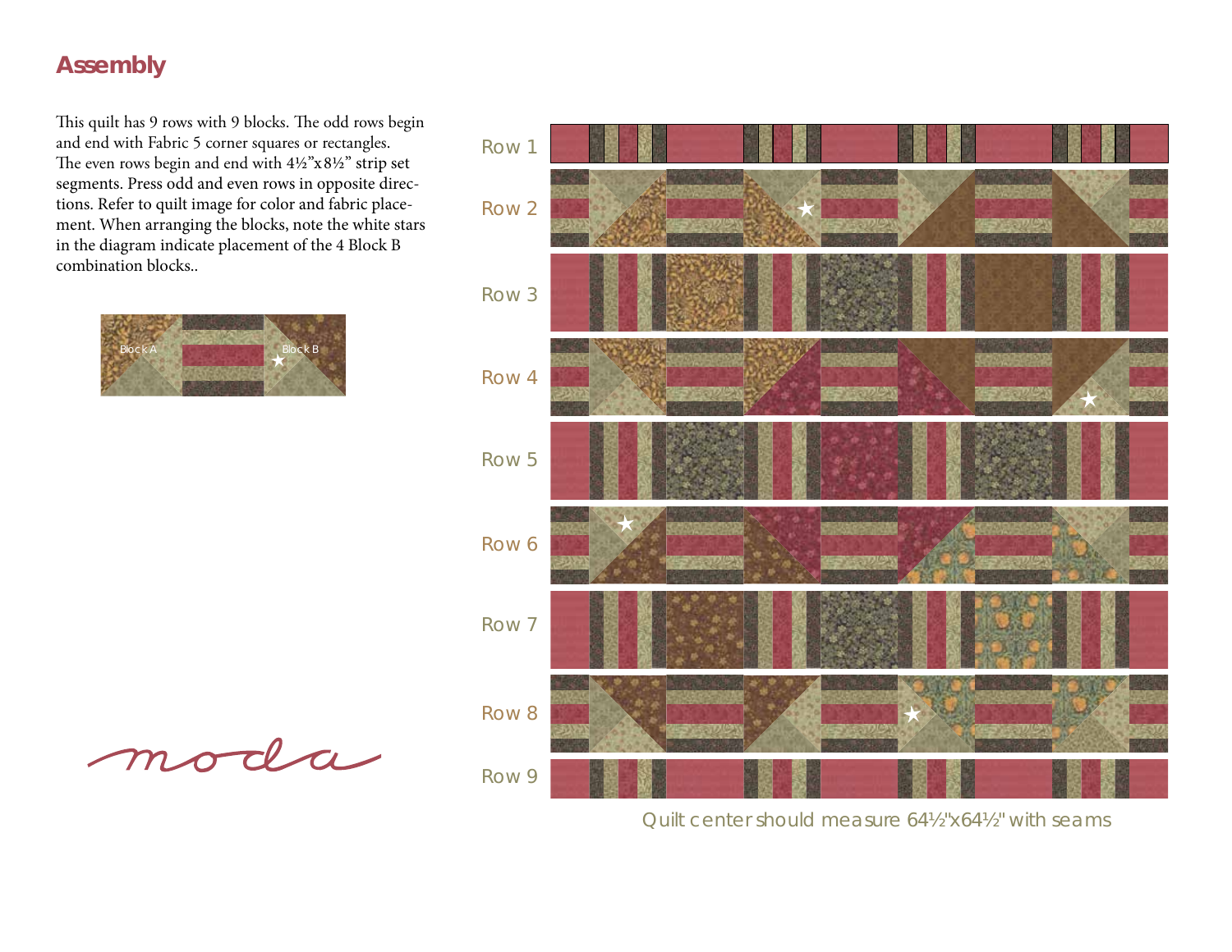## Assembly

This quilt has 9 rows with 9 blocks. The odd rows begin and end with Fabric 5 corner squares or rectangles. The even rows begin and end with 4½"x8½" strip set segments. Press odd and even rows in opposite directions. Refer to quilt image for color and fabric placement. When arranging the blocks, note the white stars in the diagram indicate placement of the 4 Block B combination blocks..

Block A

Block B

Row 1

Row 2

Row 3

Row 4

Row 5

Row 6

Row 7

Row 8

Row 9

Quilt center should measure 64½"x64½" with seams

moda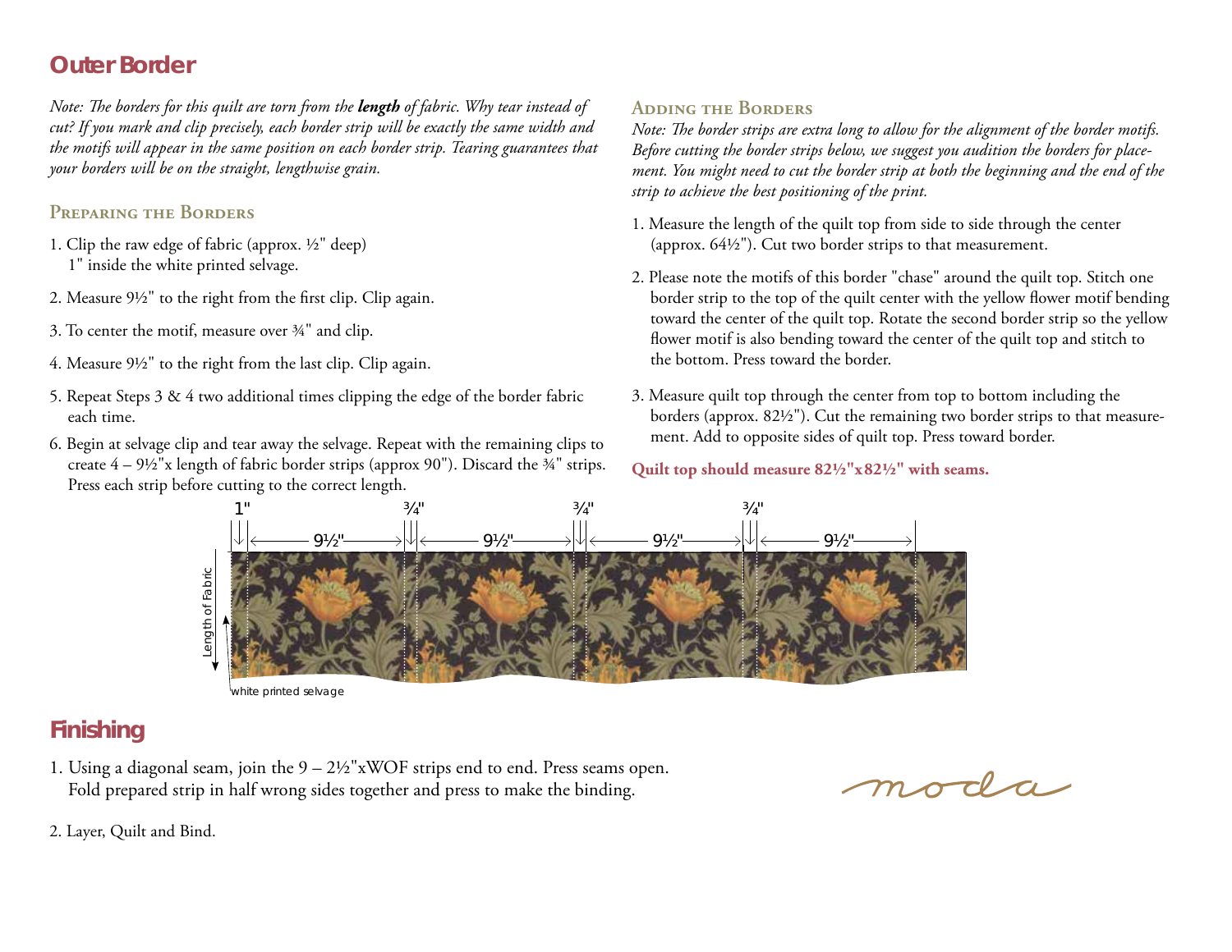## Outer Border

*Note: The borders for this quilt are torn from the* ***length*** *of fabric. Why tear instead of cut? If you mark and clip precisely, each border strip will be exactly the same width and the motifs will appear in the same position on each border strip. Tearing guarantees that your borders will be on the straight, lengthwise grain.*

### Preparing the Borders

1. Clip the raw edge of fabric (approx. ½" deep) 1" inside the white printed selvage.
2. Measure 9½" to the right from the first clip. Clip again.
3. To center the motif, measure over ¾" and clip.
4. Measure 9½" to the right from the last clip. Clip again.
5. Repeat Steps 3 & 4 two additional times clipping the edge of the border fabric each time.
6. Begin at selvage clip and tear away the selvage. Repeat with the remaining clips to create 4 – 9½"x length of fabric border strips (approx 90"). Discard the ¾" strips. Press each strip before cutting to the correct length.

1"
9½"
¾"
9½"
¾"
9½"
¾"
9½"
Length of Fabric
white printed selvage

### Adding the Borders

*Note: The border strips are extra long to allow for the alignment of the border motifs. Before cutting the border strips below, we suggest you audition the borders for placement. You might need to cut the border strip at both the beginning and the end of the strip to achieve the best positioning of the print.*

1. Measure the length of the quilt top from side to side through the center (approx. 64½"). Cut two border strips to that measurement.
2. Please note the motifs of this border "chase" around the quilt top. Stitch one border strip to the top of the quilt center with the yellow flower motif bending toward the center of the quilt top. Rotate the second border strip so the yellow flower motif is also bending toward the center of the quilt top and stitch to the bottom. Press toward the border.
3. Measure quilt top through the center from top to bottom including the borders (approx. 82½"). Cut the remaining two border strips to that measurement. Add to opposite sides of quilt top. Press toward border.

**Quilt top should measure 82½"x82½" with seams.**

## Finishing

1. Using a diagonal seam, join the 9 – 2½"xWOF strips end to end. Press seams open. Fold prepared strip in half wrong sides together and press to make the binding.
2. Layer, Quilt and Bind.

moda